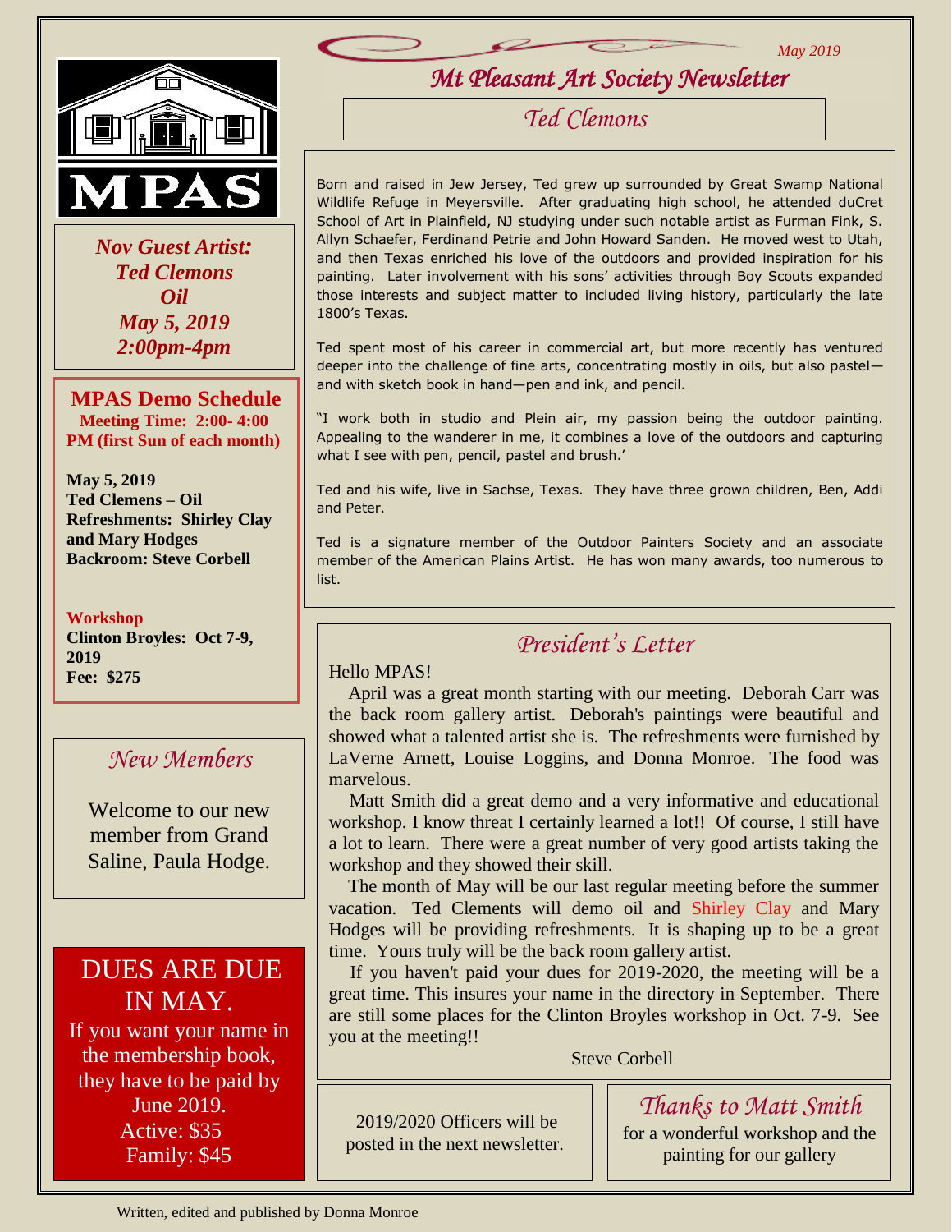May 2019

# Mt Pleasant Art Society Newsletter

## Ted Clemons

Born and raised in Jew Jersey, Ted grew up surrounded by Great Swamp National Wildlife Refuge in Meyersville. After graduating high school, he attended duCret School of Art in Plainfield, NJ studying under such notable artist as Furman Fink, S. Allyn Schaefer, Ferdinand Petrie and John Howard Sanden. He moved west to Utah, and then Texas enriched his love of the outdoors and provided inspiration for his painting. Later involvement with his sons' activities through Boy Scouts expanded those interests and subject matter to included living history, particularly the late 1800's Texas.

Ted spent most of his career in commercial art, but more recently has ventured deeper into the challenge of fine arts, concentrating mostly in oils, but also pastel—and with sketch book in hand—pen and ink, and pencil.

"I work both in studio and Plein air, my passion being the outdoor painting. Appealing to the wanderer in me, it combines a love of the outdoors and capturing what I see with pen, pencil, pastel and brush.'

Ted and his wife, live in Sachse, Texas. They have three grown children, Ben, Addi and Peter.

Ted is a signature member of the Outdoor Painters Society and an associate member of the American Plains Artist. He has won many awards, too numerous to list.

MPAS

***Nov Guest Artist:***
***Ted Clemons***
***Oil***
***May 5, 2019***
***2:00pm-4pm***

### MPAS Demo Schedule

**Meeting Time: 2:00- 4:00 PM (first Sun of each month)**

**May 5, 2019**
**Ted Clemens – Oil**
**Refreshments: Shirley Clay and Mary Hodges**
**Backroom: Steve Corbell**

**Workshop**
**Clinton Broyles: Oct 7-9, 2019**
**Fee: $275**

## New Members

Welcome to our new member from Grand Saline, Paula Hodge.

## DUES ARE DUE IN MAY.

If you want your name in the membership book, they have to be paid by June 2019.
Active: $35
Family: $45

## President's Letter

Hello MPAS!

April was a great month starting with our meeting. Deborah Carr was the back room gallery artist. Deborah's paintings were beautiful and showed what a talented artist she is. The refreshments were furnished by LaVerne Arnett, Louise Loggins, and Donna Monroe. The food was marvelous.

Matt Smith did a great demo and a very informative and educational workshop. I know threat I certainly learned a lot!! Of course, I still have a lot to learn. There were a great number of very good artists taking the workshop and they showed their skill.

The month of May will be our last regular meeting before the summer vacation. Ted Clements will demo oil and Shirley Clay and Mary Hodges will be providing refreshments. It is shaping up to be a great time. Yours truly will be the back room gallery artist.

If you haven't paid your dues for 2019-2020, the meeting will be a great time. This insures your name in the directory in September. There are still some places for the Clinton Broyles workshop in Oct. 7-9. See you at the meeting!!

Steve Corbell

2019/2020 Officers will be posted in the next newsletter.

## Thanks to Matt Smith

for a wonderful workshop and the painting for our gallery

Written, edited and published by Donna Monroe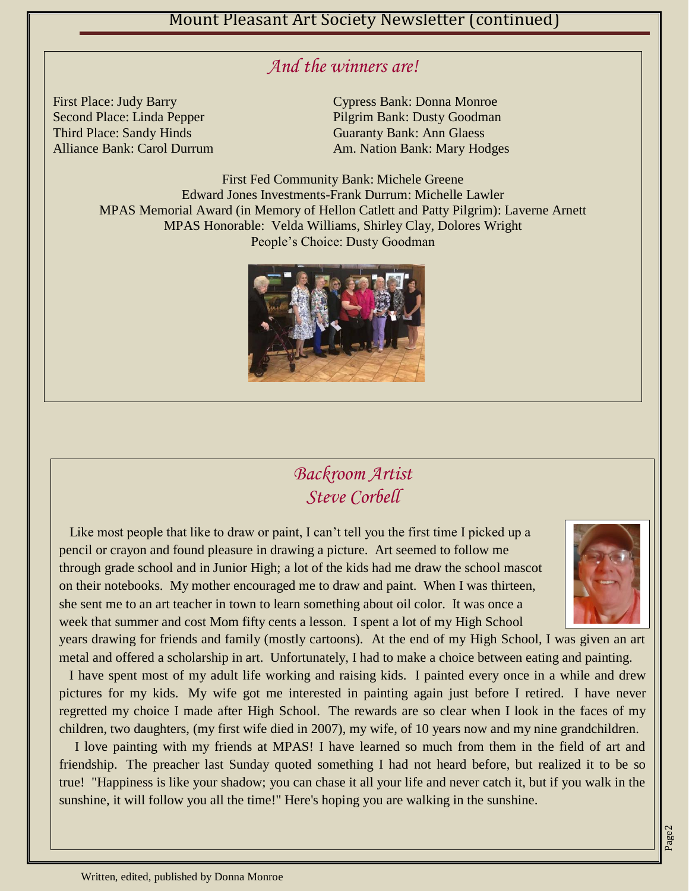## *And the winners are!*

First Place: Judy Barry
Second Place: Linda Pepper
Third Place: Sandy Hinds
Alliance Bank: Carol Durrum
Cypress Bank: Donna Monroe
Pilgrim Bank: Dusty Goodman
Guaranty Bank: Ann Glaess
Am. Nation Bank: Mary Hodges

First Fed Community Bank: Michele Greene
Edward Jones Investments-Frank Durrum: Michelle Lawler
MPAS Memorial Award (in Memory of Hellon Catlett and Patty Pilgrim): Laverne Arnett
MPAS Honorable: Velda Williams, Shirley Clay, Dolores Wright
People's Choice: Dusty Goodman

## *Backroom Artist*
## *Steve Corbell*

Like most people that like to draw or paint, I can't tell you the first time I picked up a pencil or crayon and found pleasure in drawing a picture. Art seemed to follow me through grade school and in Junior High; a lot of the kids had me draw the school mascot on their notebooks. My mother encouraged me to draw and paint. When I was thirteen, she sent me to an art teacher in town to learn something about oil color. It was once a week that summer and cost Mom fifty cents a lesson. I spent a lot of my High School years drawing for friends and family (mostly cartoons). At the end of my High School, I was given an art metal and offered a scholarship in art. Unfortunately, I had to make a choice between eating and painting.

I have spent most of my adult life working and raising kids. I painted every once in a while and drew pictures for my kids. My wife got me interested in painting again just before I retired. I have never regretted my choice I made after High School. The rewards are so clear when I look in the faces of my children, two daughters, (my first wife died in 2007), my wife, of 10 years now and my nine grandchildren.

I love painting with my friends at MPAS! I have learned so much from them in the field of art and friendship. The preacher last Sunday quoted something I had not heard before, but realized it to be so true! "Happiness is like your shadow; you can chase it all your life and never catch it, but if you walk in the sunshine, it will follow you all the time!" Here's hoping you are walking in the sunshine.

Written, edited, published by Donna Monroe